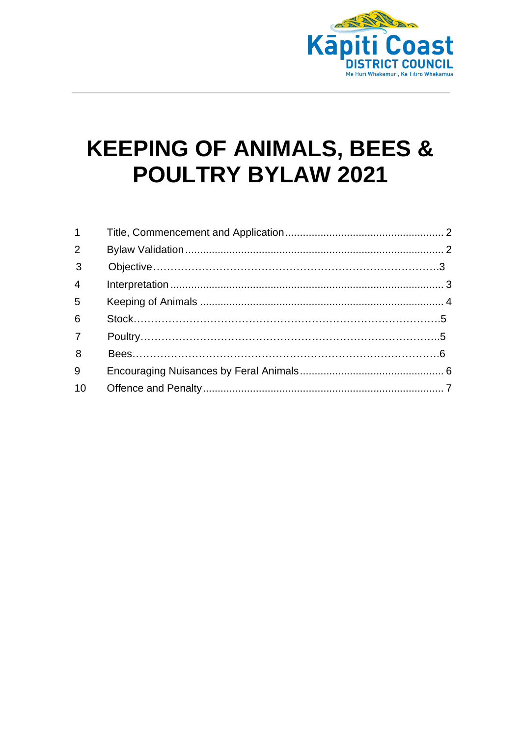Kāpiti Coast
DISTRICT COUNCIL
Me Huri Whakamuri, Ka Titiro Whakamua

# KEEPING OF ANIMALS, BEES & POULTRY BYLAW 2021

| | | |
|---|---|---|
| 1 | Title, Commencement and Application | 2 |
| 2 | Bylaw Validation | 2 |
| 3 | Objective | 3 |
| 4 | Interpretation | 3 |
| 5 | Keeping of Animals | 4 |
| 6 | Stock | 5 |
| 7 | Poultry | 5 |
| 8 | Bees | 6 |
| 9 | Encouraging Nuisances by Feral Animals | 6 |
| 10 | Offence and Penalty | 7 |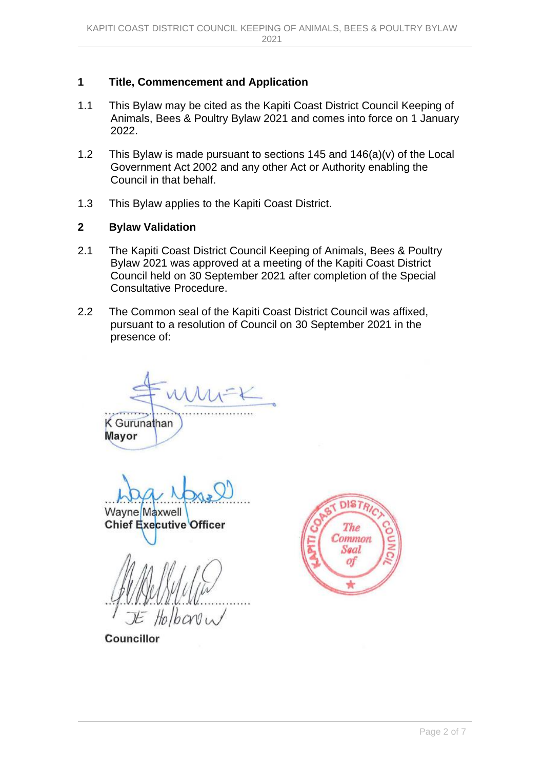## 1 Title, Commencement and Application

1.1 This Bylaw may be cited as the Kapiti Coast District Council Keeping of Animals, Bees & Poultry Bylaw 2021 and comes into force on 1 January 2022.

1.2 This Bylaw is made pursuant to sections 145 and 146(a)(v) of the Local Government Act 2002 and any other Act or Authority enabling the Council in that behalf.

1.3 This Bylaw applies to the Kapiti Coast District.

## 2 Bylaw Validation

2.1 The Kapiti Coast District Council Keeping of Animals, Bees & Poultry Bylaw 2021 was approved at a meeting of the Kapiti Coast District Council held on 30 September 2021 after completion of the Special Consultative Procedure.

2.2 The Common seal of the Kapiti Coast District Council was affixed, pursuant to a resolution of Council on 30 September 2021 in the presence of:

..........................................
K Gurunathan
**Mayor**

..........................................
Wayne Maxwell
**Chief Executive Officer**

..........................................
JE Holborow
**Councillor**

KAPITI COAST DISTRICT COUNCIL
The Common Seal of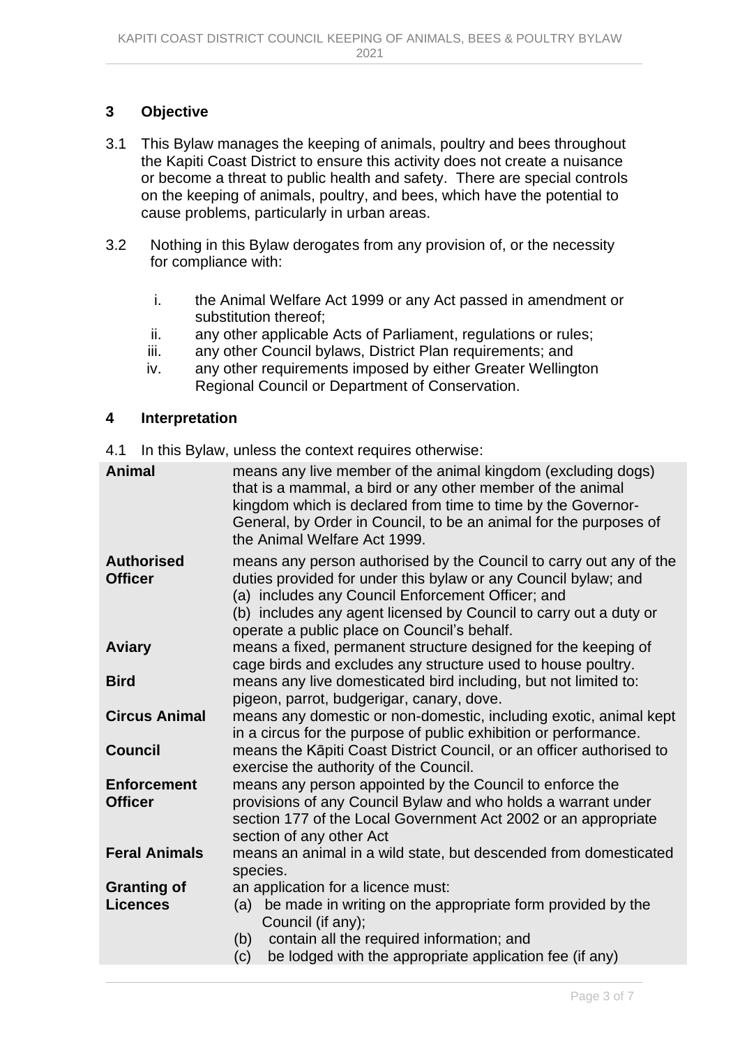## 3 Objective

3.1 This Bylaw manages the keeping of animals, poultry and bees throughout the Kapiti Coast District to ensure this activity does not create a nuisance or become a threat to public health and safety. There are special controls on the keeping of animals, poultry, and bees, which have the potential to cause problems, particularly in urban areas.

3.2 Nothing in this Bylaw derogates from any provision of, or the necessity for compliance with:

i. the Animal Welfare Act 1999 or any Act passed in amendment or substitution thereof;
ii. any other applicable Acts of Parliament, regulations or rules;
iii. any other Council bylaws, District Plan requirements; and
iv. any other requirements imposed by either Greater Wellington Regional Council or Department of Conservation.

## 4 Interpretation

4.1 In this Bylaw, unless the context requires otherwise:

| | |
|---|---|
| **Animal** | means any live member of the animal kingdom (excluding dogs) that is a mammal, a bird or any other member of the animal kingdom which is declared from time to time by the Governor-General, by Order in Council, to be an animal for the purposes of the Animal Welfare Act 1999. |
| **Authorised Officer** | means any person authorised by the Council to carry out any of the duties provided for under this bylaw or any Council bylaw; and (a) includes any Council Enforcement Officer; and (b) includes any agent licensed by Council to carry out a duty or operate a public place on Council's behalf. |
| **Aviary** | means a fixed, permanent structure designed for the keeping of cage birds and excludes any structure used to house poultry. |
| **Bird** | means any live domesticated bird including, but not limited to: pigeon, parrot, budgerigar, canary, dove. |
| **Circus Animal** | means any domestic or non-domestic, including exotic, animal kept in a circus for the purpose of public exhibition or performance. |
| **Council** | means the Kāpiti Coast District Council, or an officer authorised to exercise the authority of the Council. |
| **Enforcement Officer** | means any person appointed by the Council to enforce the provisions of any Council Bylaw and who holds a warrant under section 177 of the Local Government Act 2002 or an appropriate section of any other Act |
| **Feral Animals** | means an animal in a wild state, but descended from domesticated species. |
| **Granting of Licences** | an application for a licence must: (a) be made in writing on the appropriate form provided by the Council (if any); (b) contain all the required information; and (c) be lodged with the appropriate application fee (if any) |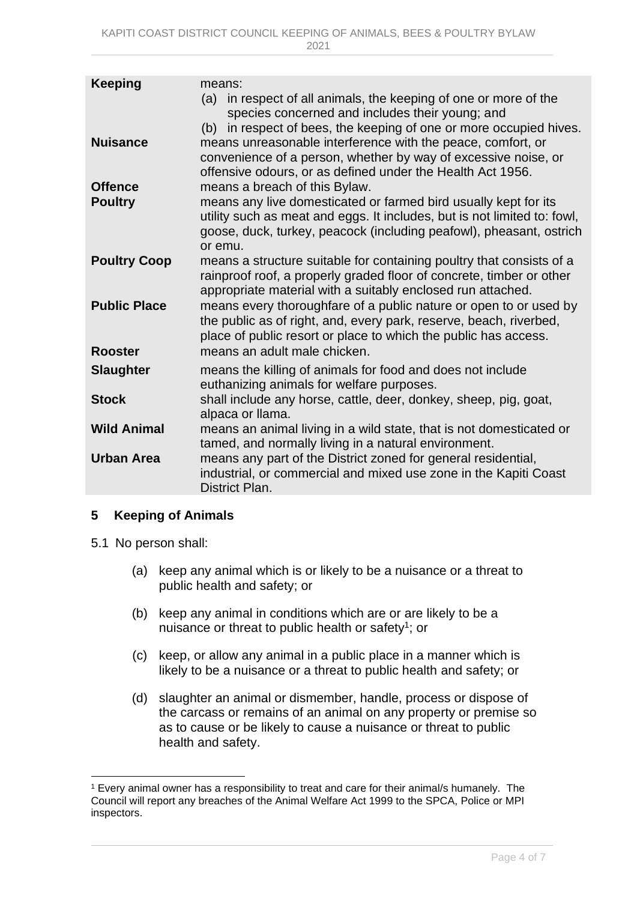| | |
|---|---|
| **Keeping** | means:<br>(a) in respect of all animals, the keeping of one or more of the species concerned and includes their young; and<br>(b) in respect of bees, the keeping of one or more occupied hives. |
| **Nuisance** | means unreasonable interference with the peace, comfort, or convenience of a person, whether by way of excessive noise, or offensive odours, or as defined under the Health Act 1956. |
| **Offence** | means a breach of this Bylaw. |
| **Poultry** | means any live domesticated or farmed bird usually kept for its utility such as meat and eggs. It includes, but is not limited to: fowl, goose, duck, turkey, peacock (including peafowl), pheasant, ostrich or emu. |
| **Poultry Coop** | means a structure suitable for containing poultry that consists of a rainproof roof, a properly graded floor of concrete, timber or other appropriate material with a suitably enclosed run attached. |
| **Public Place** | means every thoroughfare of a public nature or open to or used by the public as of right, and, every park, reserve, beach, riverbed, place of public resort or place to which the public has access. |
| **Rooster** | means an adult male chicken. |
| **Slaughter** | means the killing of animals for food and does not include euthanizing animals for welfare purposes. |
| **Stock** | shall include any horse, cattle, deer, donkey, sheep, pig, goat, alpaca or llama. |
| **Wild Animal** | means an animal living in a wild state, that is not domesticated or tamed, and normally living in a natural environment. |
| **Urban Area** | means any part of the District zoned for general residential, industrial, or commercial and mixed use zone in the Kapiti Coast District Plan. |

## 5 Keeping of Animals

5.1 No person shall:

(a) keep any animal which is or likely to be a nuisance or a threat to public health and safety; or

(b) keep any animal in conditions which are or are likely to be a nuisance or threat to public health or safety[1]; or

(c) keep, or allow any animal in a public place in a manner which is likely to be a nuisance or a threat to public health and safety; or

(d) slaughter an animal or dismember, handle, process or dispose of the carcass or remains of an animal on any property or premise so as to cause or be likely to cause a nuisance or threat to public health and safety.

[1] Every animal owner has a responsibility to treat and care for their animal/s humanely. The Council will report any breaches of the Animal Welfare Act 1999 to the SPCA, Police or MPI inspectors.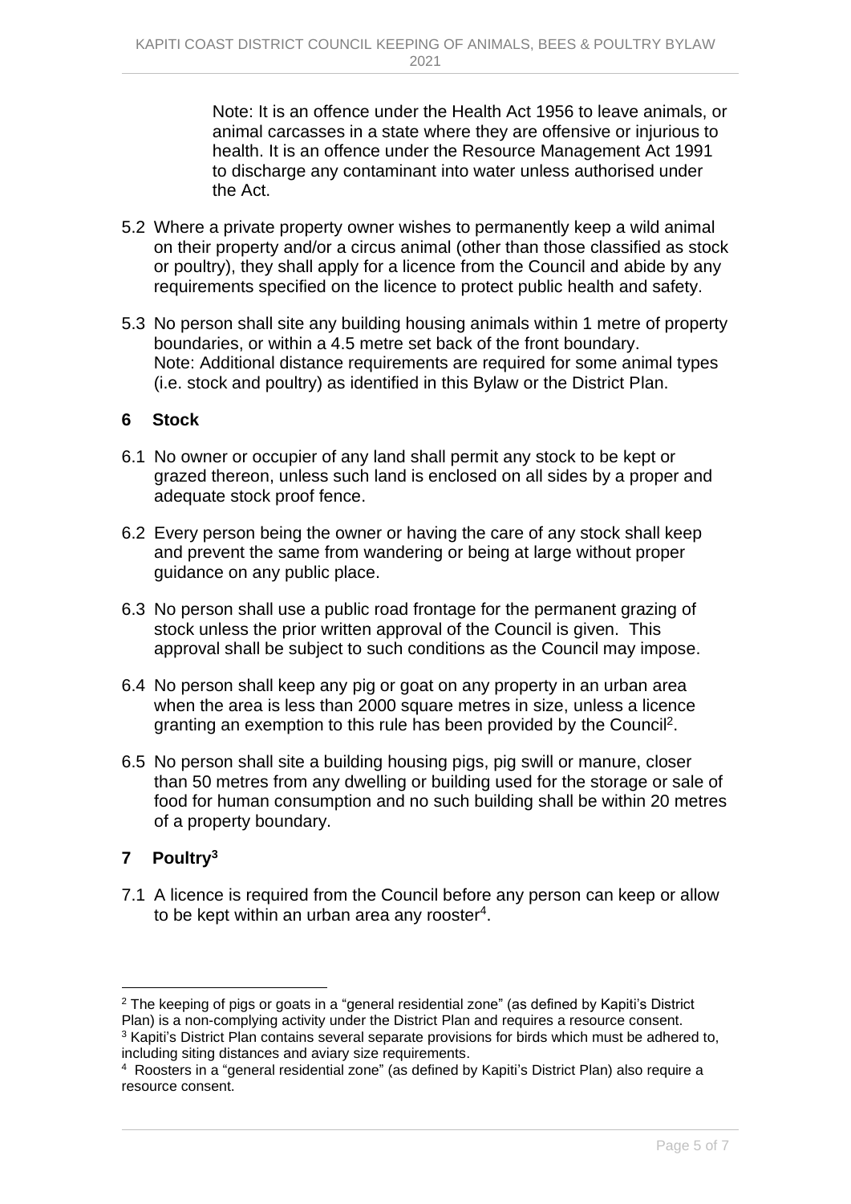Note: It is an offence under the Health Act 1956 to leave animals, or animal carcasses in a state where they are offensive or injurious to health. It is an offence under the Resource Management Act 1991 to discharge any contaminant into water unless authorised under the Act.

5.2 Where a private property owner wishes to permanently keep a wild animal on their property and/or a circus animal (other than those classified as stock or poultry), they shall apply for a licence from the Council and abide by any requirements specified on the licence to protect public health and safety.

5.3 No person shall site any building housing animals within 1 metre of property boundaries, or within a 4.5 metre set back of the front boundary.
Note: Additional distance requirements are required for some animal types (i.e. stock and poultry) as identified in this Bylaw or the District Plan.

## 6 Stock

6.1 No owner or occupier of any land shall permit any stock to be kept or grazed thereon, unless such land is enclosed on all sides by a proper and adequate stock proof fence.

6.2 Every person being the owner or having the care of any stock shall keep and prevent the same from wandering or being at large without proper guidance on any public place.

6.3 No person shall use a public road frontage for the permanent grazing of stock unless the prior written approval of the Council is given. This approval shall be subject to such conditions as the Council may impose.

6.4 No person shall keep any pig or goat on any property in an urban area when the area is less than 2000 square metres in size, unless a licence granting an exemption to this rule has been provided by the Council[2].

6.5 No person shall site a building housing pigs, pig swill or manure, closer than 50 metres from any dwelling or building used for the storage or sale of food for human consumption and no such building shall be within 20 metres of a property boundary.

## 7 Poultry[3]

7.1 A licence is required from the Council before any person can keep or allow to be kept within an urban area any rooster[4].

---

[2] The keeping of pigs or goats in a "general residential zone" (as defined by Kapiti's District Plan) is a non-complying activity under the District Plan and requires a resource consent.

[3] Kapiti's District Plan contains several separate provisions for birds which must be adhered to, including siting distances and aviary size requirements.

[4] Roosters in a "general residential zone" (as defined by Kapiti's District Plan) also require a resource consent.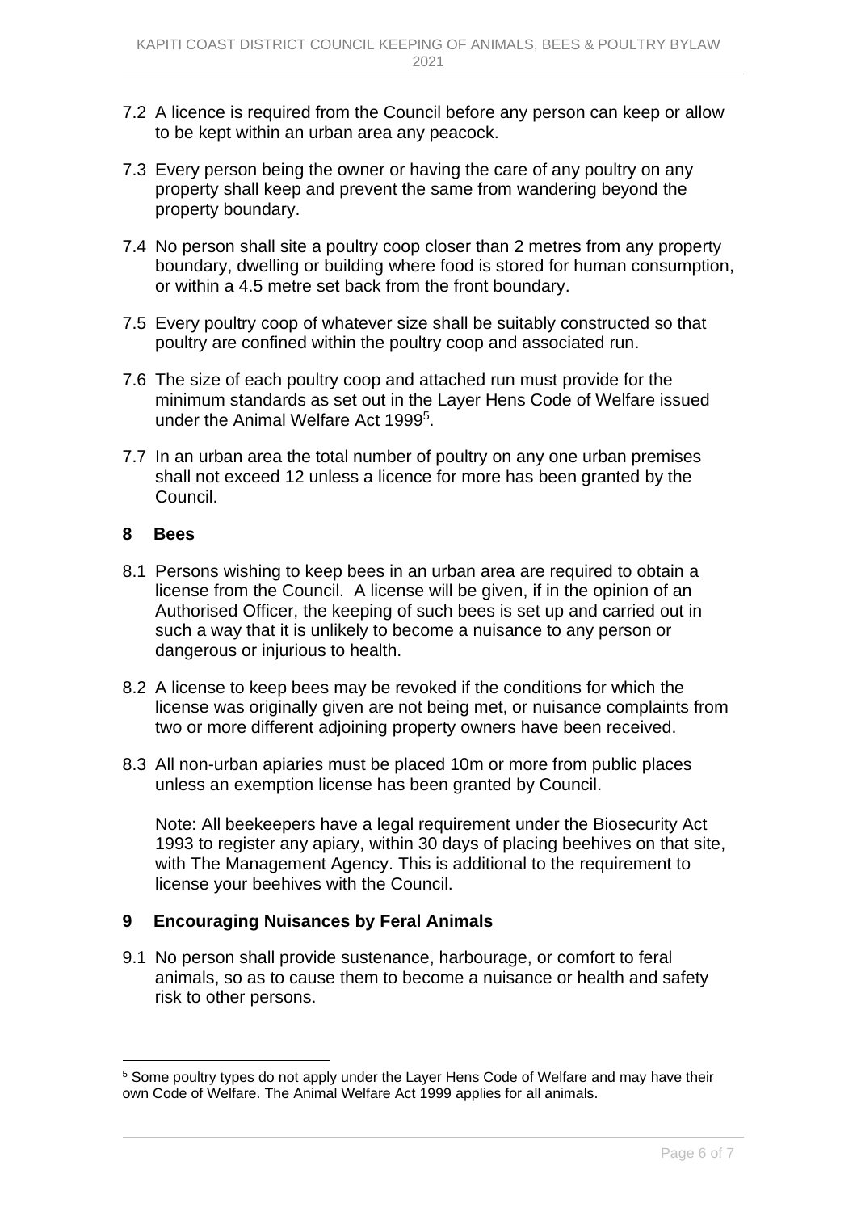7.2 A licence is required from the Council before any person can keep or allow to be kept within an urban area any peacock.

7.3 Every person being the owner or having the care of any poultry on any property shall keep and prevent the same from wandering beyond the property boundary.

7.4 No person shall site a poultry coop closer than 2 metres from any property boundary, dwelling or building where food is stored for human consumption, or within a 4.5 metre set back from the front boundary.

7.5 Every poultry coop of whatever size shall be suitably constructed so that poultry are confined within the poultry coop and associated run.

7.6 The size of each poultry coop and attached run must provide for the minimum standards as set out in the Layer Hens Code of Welfare issued under the Animal Welfare Act 1999[5].

7.7 In an urban area the total number of poultry on any one urban premises shall not exceed 12 unless a licence for more has been granted by the Council.

## 8 Bees

8.1 Persons wishing to keep bees in an urban area are required to obtain a license from the Council. A license will be given, if in the opinion of an Authorised Officer, the keeping of such bees is set up and carried out in such a way that it is unlikely to become a nuisance to any person or dangerous or injurious to health.

8.2 A license to keep bees may be revoked if the conditions for which the license was originally given are not being met, or nuisance complaints from two or more different adjoining property owners have been received.

8.3 All non-urban apiaries must be placed 10m or more from public places unless an exemption license has been granted by Council.

Note: All beekeepers have a legal requirement under the Biosecurity Act 1993 to register any apiary, within 30 days of placing beehives on that site, with The Management Agency. This is additional to the requirement to license your beehives with the Council.

## 9 Encouraging Nuisances by Feral Animals

9.1 No person shall provide sustenance, harbourage, or comfort to feral animals, so as to cause them to become a nuisance or health and safety risk to other persons.

---

[5] Some poultry types do not apply under the Layer Hens Code of Welfare and may have their own Code of Welfare. The Animal Welfare Act 1999 applies for all animals.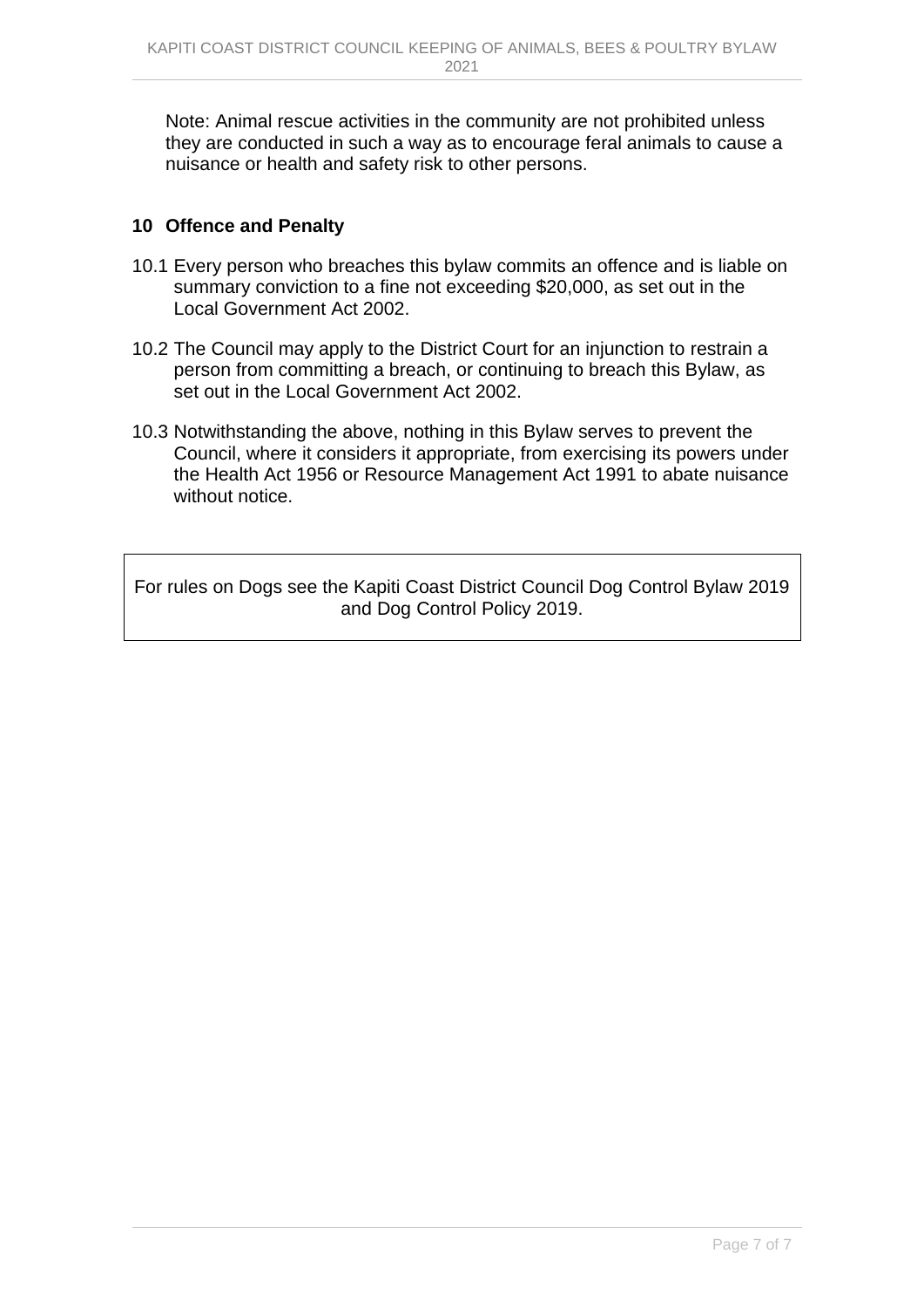Note: Animal rescue activities in the community are not prohibited unless they are conducted in such a way as to encourage feral animals to cause a nuisance or health and safety risk to other persons.

## 10 Offence and Penalty

10.1 Every person who breaches this bylaw commits an offence and is liable on summary conviction to a fine not exceeding $20,000, as set out in the Local Government Act 2002.

10.2 The Council may apply to the District Court for an injunction to restrain a person from committing a breach, or continuing to breach this Bylaw, as set out in the Local Government Act 2002.

10.3 Notwithstanding the above, nothing in this Bylaw serves to prevent the Council, where it considers it appropriate, from exercising its powers under the Health Act 1956 or Resource Management Act 1991 to abate nuisance without notice.

For rules on Dogs see the Kapiti Coast District Council Dog Control Bylaw 2019 and Dog Control Policy 2019.